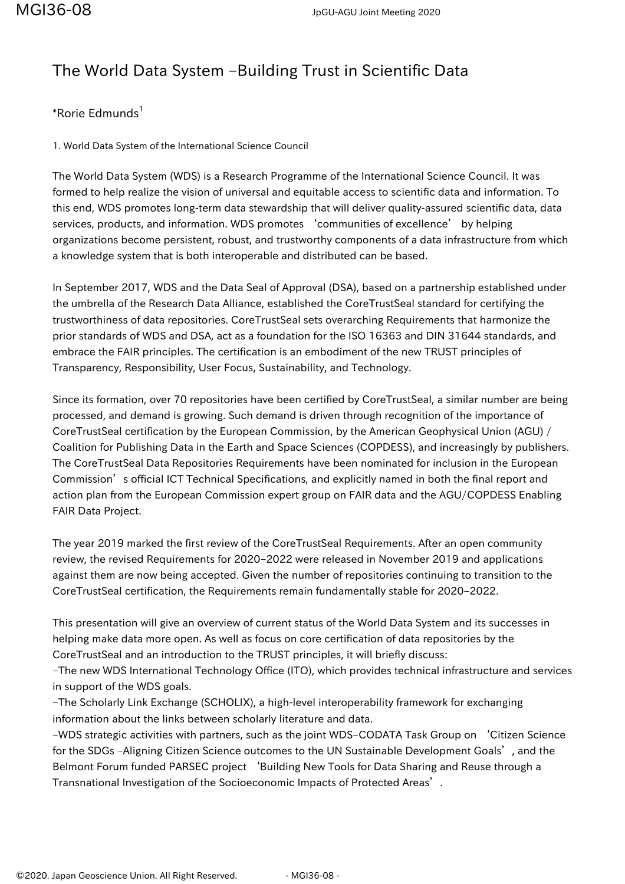# The World Data System –Building Trust in Scientific Data

*Rorie Edmunds[1]

1. World Data System of the International Science Council

The World Data System (WDS) is a Research Programme of the International Science Council. It was formed to help realize the vision of universal and equitable access to scientific data and information. To this end, WDS promotes long-term data stewardship that will deliver quality-assured scientific data, data services, products, and information. WDS promotes ‘communities of excellence’ by helping organizations become persistent, robust, and trustworthy components of a data infrastructure from which a knowledge system that is both interoperable and distributed can be based.

In September 2017, WDS and the Data Seal of Approval (DSA), based on a partnership established under the umbrella of the Research Data Alliance, established the CoreTrustSeal standard for certifying the trustworthiness of data repositories. CoreTrustSeal sets overarching Requirements that harmonize the prior standards of WDS and DSA, act as a foundation for the ISO 16363 and DIN 31644 standards, and embrace the FAIR principles. The certification is an embodiment of the new TRUST principles of Transparency, Responsibility, User Focus, Sustainability, and Technology.

Since its formation, over 70 repositories have been certified by CoreTrustSeal, a similar number are being processed, and demand is growing. Such demand is driven through recognition of the importance of CoreTrustSeal certification by the European Commission, by the American Geophysical Union (AGU) / Coalition for Publishing Data in the Earth and Space Sciences (COPDESS), and increasingly by publishers. The CoreTrustSeal Data Repositories Requirements have been nominated for inclusion in the European Commission’s official ICT Technical Specifications, and explicitly named in both the final report and action plan from the European Commission expert group on FAIR data and the AGU/COPDESS Enabling FAIR Data Project.

The year 2019 marked the first review of the CoreTrustSeal Requirements. After an open community review, the revised Requirements for 2020–2022 were released in November 2019 and applications against them are now being accepted. Given the number of repositories continuing to transition to the CoreTrustSeal certification, the Requirements remain fundamentally stable for 2020–2022.

This presentation will give an overview of current status of the World Data System and its successes in helping make data more open. As well as focus on core certification of data repositories by the CoreTrustSeal and an introduction to the TRUST principles, it will briefly discuss:
–The new WDS International Technology Office (ITO), which provides technical infrastructure and services in support of the WDS goals.
–The Scholarly Link Exchange (SCHOLIX), a high-level interoperability framework for exchanging information about the links between scholarly literature and data.
–WDS strategic activities with partners, such as the joint WDS–CODATA Task Group on ‘Citizen Science for the SDGs –Aligning Citizen Science outcomes to the UN Sustainable Development Goals’, and the Belmont Forum funded PARSEC project ‘Building New Tools for Data Sharing and Reuse through a Transnational Investigation of the Socioeconomic Impacts of Protected Areas’.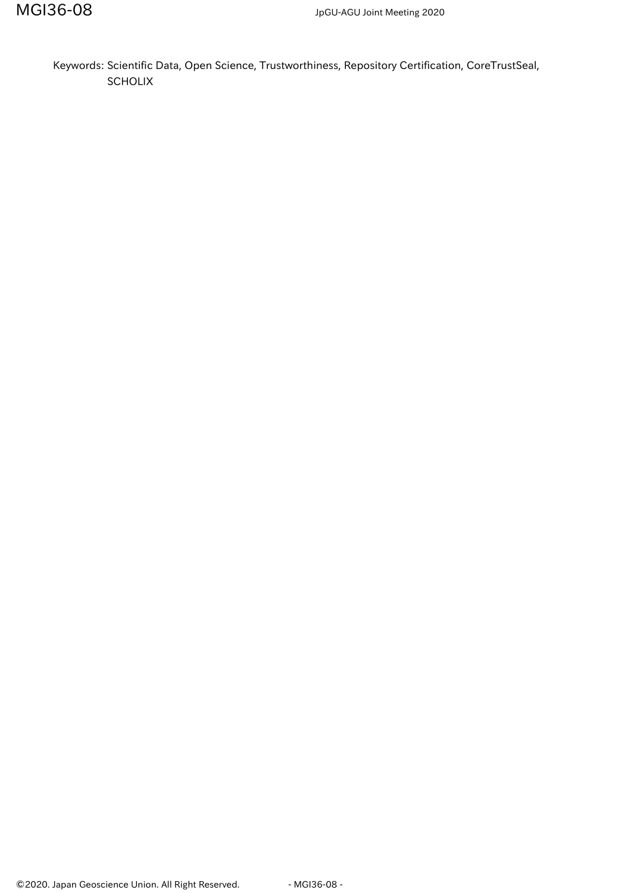Keywords: Scientific Data, Open Science, Trustworthiness, Repository Certification, CoreTrustSeal, SCHOLIX